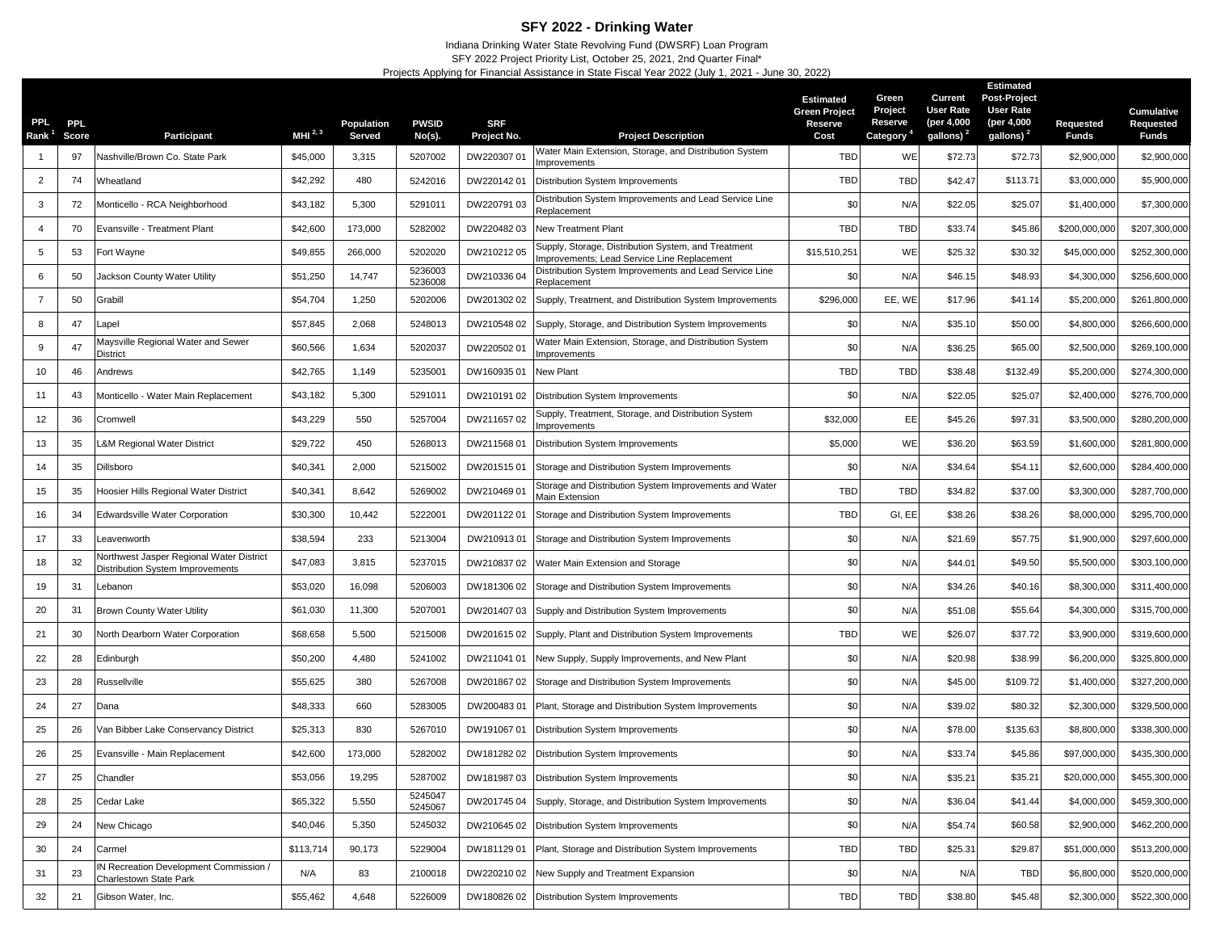# SFY 2022 - Drinking Water

Indiana Drinking Water State Revolving Fund (DWSRF) Loan Program

SFY 2022 Project Priority List, October 25, 2021, 2nd Quarter Final*

Projects Applying for Financial Assistance in State Fiscal Year 2022 (July 1, 2021 - June 30, 2022)

| PPL Rank [1] | PPL Score | Participant | MHI [2, 3] | Population Served | PWSID No(s). | SRF Project No. | Project Description | Estimated Green Project Reserve Cost | Green Project Reserve Category [4] | Current User Rate (per 4,000 gallons) [2] | Estimated Post-Project User Rate (per 4,000 gallons) [2] | Requested Funds | Cumulative Requested Funds |
|---|---|---|---|---|---|---|---|---|---|---|---|---|---|
| 1 | 97 | Nashville/Brown Co. State Park | $45,000 | 3,315 | 5207002 | DW220307 01 | Water Main Extension, Storage, and Distribution System Improvements | TBD | WE | $72.73 | $72.73 | $2,900,000 | $2,900,000 |
| 2 | 74 | Wheatland | $42,292 | 480 | 5242016 | DW220142 01 | Distribution System Improvements | TBD | TBD | $42.47 | $113.71 | $3,000,000 | $5,900,000 |
| 3 | 72 | Monticello - RCA Neighborhood | $43,182 | 5,300 | 5291011 | DW220791 03 | Distribution System Improvements and Lead Service Line Replacement | $0 | N/A | $22.05 | $25.07 | $1,400,000 | $7,300,000 |
| 4 | 70 | Evansville - Treatment Plant | $42,600 | 173,000 | 5282002 | DW220482 03 | New Treatment Plant | TBD | TBD | $33.74 | $45.86 | $200,000,000 | $207,300,000 |
| 5 | 53 | Fort Wayne | $49,855 | 266,000 | 5202020 | DW210212 05 | Supply, Storage, Distribution System, and Treatment Improvements; Lead Service Line Replacement | $15,510,251 | WE | $25.32 | $30.32 | $45,000,000 | $252,300,000 |
| 6 | 50 | Jackson County Water Utility | $51,250 | 14,747 | 5236003 5236008 | DW210336 04 | Distribution System Improvements and Lead Service Line Replacement | $0 | N/A | $46.15 | $48.93 | $4,300,000 | $256,600,000 |
| 7 | 50 | Grabill | $54,704 | 1,250 | 5202006 | DW201302 02 | Supply, Treatment, and Distribution System Improvements | $296,000 | EE, WE | $17.96 | $41.14 | $5,200,000 | $261,800,000 |
| 8 | 47 | Lapel | $57,845 | 2,068 | 5248013 | DW210548 02 | Supply, Storage, and Distribution System Improvements | $0 | N/A | $35.10 | $50.00 | $4,800,000 | $266,600,000 |
| 9 | 47 | Maysville Regional Water and Sewer District | $60,566 | 1,634 | 5202037 | DW220502 01 | Water Main Extension, Storage, and Distribution System Improvements | $0 | N/A | $36.25 | $65.00 | $2,500,000 | $269,100,000 |
| 10 | 46 | Andrews | $42,765 | 1,149 | 5235001 | DW160935 01 | New Plant | TBD | TBD | $38.48 | $132.49 | $5,200,000 | $274,300,000 |
| 11 | 43 | Monticello - Water Main Replacement | $43,182 | 5,300 | 5291011 | DW210191 02 | Distribution System Improvements | $0 | N/A | $22.05 | $25.07 | $2,400,000 | $276,700,000 |
| 12 | 36 | Cromwell | $43,229 | 550 | 5257004 | DW211657 02 | Supply, Treatment, Storage, and Distribution System Improvements | $32,000 | EE | $45.26 | $97.31 | $3,500,000 | $280,200,000 |
| 13 | 35 | L&M Regional Water District | $29,722 | 450 | 5268013 | DW211568 01 | Distribution System Improvements | $5,000 | WE | $36.20 | $63.59 | $1,600,000 | $281,800,000 |
| 14 | 35 | Dillsboro | $40,341 | 2,000 | 5215002 | DW201515 01 | Storage and Distribution System Improvements | $0 | N/A | $34.64 | $54.11 | $2,600,000 | $284,400,000 |
| 15 | 35 | Hoosier Hills Regional Water District | $40,341 | 8,642 | 5269002 | DW210469 01 | Storage and Distribution System Improvements and Water Main Extension | TBD | TBD | $34.82 | $37.00 | $3,300,000 | $287,700,000 |
| 16 | 34 | Edwardsville Water Corporation | $30,300 | 10,442 | 5222001 | DW201122 01 | Storage and Distribution System Improvements | TBD | GI, EE | $38.26 | $38.26 | $8,000,000 | $295,700,000 |
| 17 | 33 | Leavenworth | $38,594 | 233 | 5213004 | DW210913 01 | Storage and Distribution System Improvements | $0 | N/A | $21.69 | $57.75 | $1,900,000 | $297,600,000 |
| 18 | 32 | Northwest Jasper Regional Water District Distribution System Improvements | $47,083 | 3,815 | 5237015 | DW210837 02 | Water Main Extension and Storage | $0 | N/A | $44.01 | $49.50 | $5,500,000 | $303,100,000 |
| 19 | 31 | Lebanon | $53,020 | 16,098 | 5206003 | DW181306 02 | Storage and Distribution System Improvements | $0 | N/A | $34.26 | $40.16 | $8,300,000 | $311,400,000 |
| 20 | 31 | Brown County Water Utility | $61,030 | 11,300 | 5207001 | DW201407 03 | Supply and Distribution System Improvements | $0 | N/A | $51.08 | $55.64 | $4,300,000 | $315,700,000 |
| 21 | 30 | North Dearborn Water Corporation | $68,658 | 5,500 | 5215008 | DW201615 02 | Supply, Plant and Distribution System Improvements | TBD | WE | $26.07 | $37.72 | $3,900,000 | $319,600,000 |
| 22 | 28 | Edinburgh | $50,200 | 4,480 | 5241002 | DW211041 01 | New Supply, Supply Improvements, and New Plant | $0 | N/A | $20.98 | $38.99 | $6,200,000 | $325,800,000 |
| 23 | 28 | Russellville | $55,625 | 380 | 5267008 | DW201867 02 | Storage and Distribution System Improvements | $0 | N/A | $45.00 | $109.72 | $1,400,000 | $327,200,000 |
| 24 | 27 | Dana | $48,333 | 660 | 5283005 | DW200483 01 | Plant, Storage and Distribution System Improvements | $0 | N/A | $39.02 | $80.32 | $2,300,000 | $329,500,000 |
| 25 | 26 | Van Bibber Lake Conservancy District | $25,313 | 830 | 5267010 | DW191067 01 | Distribution System Improvements | $0 | N/A | $78.00 | $135.63 | $8,800,000 | $338,300,000 |
| 26 | 25 | Evansville - Main Replacement | $42,600 | 173,000 | 5282002 | DW181282 02 | Distribution System Improvements | $0 | N/A | $33.74 | $45.86 | $97,000,000 | $435,300,000 |
| 27 | 25 | Chandler | $53,056 | 19,295 | 5287002 | DW181987 03 | Distribution System Improvements | $0 | N/A | $35.21 | $35.21 | $20,000,000 | $455,300,000 |
| 28 | 25 | Cedar Lake | $65,322 | 5,550 | 5245047 5245067 | DW201745 04 | Supply, Storage, and Distribution System Improvements | $0 | N/A | $36.04 | $41.44 | $4,000,000 | $459,300,000 |
| 29 | 24 | New Chicago | $40,046 | 5,350 | 5245032 | DW210645 02 | Distribution System Improvements | $0 | N/A | $54.74 | $60.58 | $2,900,000 | $462,200,000 |
| 30 | 24 | Carmel | $113,714 | 90,173 | 5229004 | DW181129 01 | Plant, Storage and Distribution System Improvements | TBD | TBD | $25.31 | $29.87 | $51,000,000 | $513,200,000 |
| 31 | 23 | IN Recreation Development Commission / Charlestown State Park | N/A | 83 | 2100018 | DW220210 02 | New Supply and Treatment Expansion | $0 | N/A | N/A | TBD | $6,800,000 | $520,000,000 |
| 32 | 21 | Gibson Water, Inc. | $55,462 | 4,648 | 5226009 | DW180826 02 | Distribution System Improvements | TBD | TBD | $38.80 | $45.48 | $2,300,000 | $522,300,000 |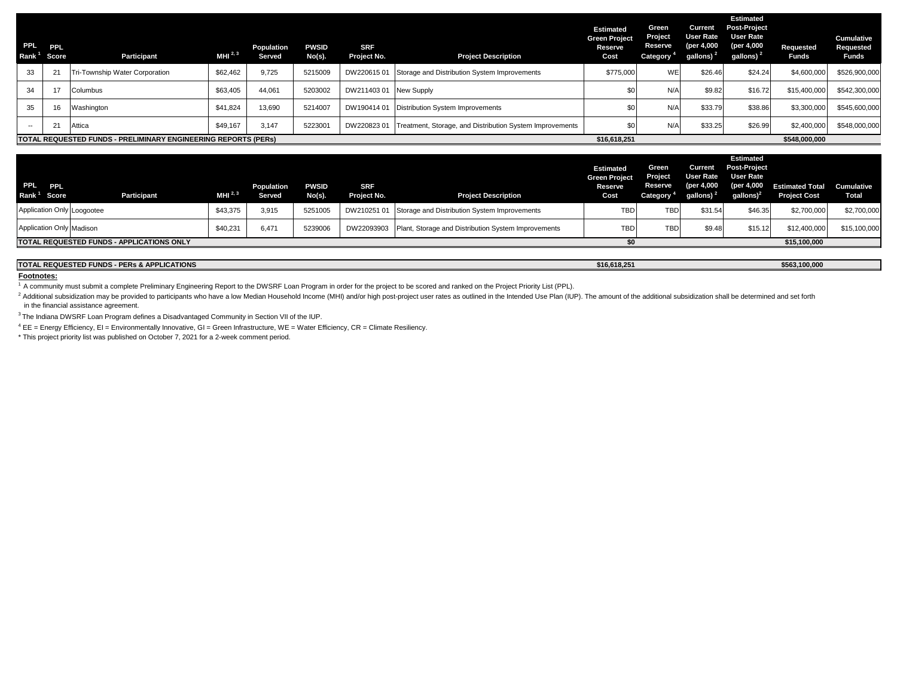| PPL Rank [1] | PPL Score | Participant | MHI [2, 3] | Population Served | PWSID No(s). | SRF Project No. | Project Description | Estimated Green Project Reserve Cost | Green Project Reserve Category [4] | Current User Rate (per 4,000 gallons) [2] | Estimated Post-Project User Rate (per 4,000 gallons) [2] | Requested Funds | Cumulative Requested Funds |
|---|---|---|---|---|---|---|---|---|---|---|---|---|---|
| 33 | 21 | Tri-Township Water Corporation | $62,462 | 9,725 | 5215009 | DW220615 01 | Storage and Distribution System Improvements | $775,000 | WE | $26.46 | $24.24 | $4,600,000 | $526,900,000 |
| 34 | 17 | Columbus | $63,405 | 44,061 | 5203002 | DW211403 01 | New Supply | $0 | N/A | $9.82 | $16.72 | $15,400,000 | $542,300,000 |
| 35 | 16 | Washington | $41,824 | 13,690 | 5214007 | DW190414 01 | Distribution System Improvements | $0 | N/A | $33.79 | $38.86 | $3,300,000 | $545,600,000 |
| -- | 21 | Attica | $49,167 | 3,147 | 5223001 | DW220823 01 | Treatment, Storage, and Distribution System Improvements | $0 | N/A | $33.25 | $26.99 | $2,400,000 | $548,000,000 |
| **TOTAL REQUESTED FUNDS - PRELIMINARY ENGINEERING REPORTS (PERs)** | | | | | | | | **$16,618,251** | | | | **$548,000,000** | |

| PPL Rank [1] | PPL Score | Participant | MHI [2, 3] | Population Served | PWSID No(s). | SRF Project No. | Project Description | Estimated Green Project Reserve Cost | Green Project Reserve Category [4] | Current User Rate (per 4,000 gallons) [2] | Estimated Post-Project User Rate (per 4,000 gallons) [2] | Estimated Total Project Cost | Cumulative Total |
|---|---|---|---|---|---|---|---|---|---|---|---|---|---|
| Application Only | | Loogootee | $43,375 | 3,915 | 5251005 | DW210251 01 | Storage and Distribution System Improvements | TBD | TBD | $31.54 | $46.35 | $2,700,000 | $2,700,000 |
| Application Only | | Madison | $40,231 | 6,471 | 5239006 | DW22093903 | Plant, Storage and Distribution System Improvements | TBD | TBD | $9.48 | $15.12 | $12,400,000 | $15,100,000 |
| **TOTAL REQUESTED FUNDS - APPLICATIONS ONLY** | | | | | | | | **$0** | | | | **$15,100,000** | |

| | | |
|---|---|---|
| **TOTAL REQUESTED FUNDS - PERs & APPLICATIONS** | **$16,618,251** | **$563,100,000** |

**Footnotes:**

[1] A community must submit a complete Preliminary Engineering Report to the DWSRF Loan Program in order for the project to be scored and ranked on the Project Priority List (PPL).

[2] Additional subsidization may be provided to participants who have a low Median Household Income (MHI) and/or high post-project user rates as outlined in the Intended Use Plan (IUP). The amount of the additional subsidization shall be determined and set forth in the financial assistance agreement.

[3] The Indiana DWSRF Loan Program defines a Disadvantaged Community in Section VII of the IUP.

[4] EE = Energy Efficiency, EI = Environmentally Innovative, GI = Green Infrastructure, WE = Water Efficiency, CR = Climate Resiliency.

* This project priority list was published on October 7, 2021 for a 2-week comment period.